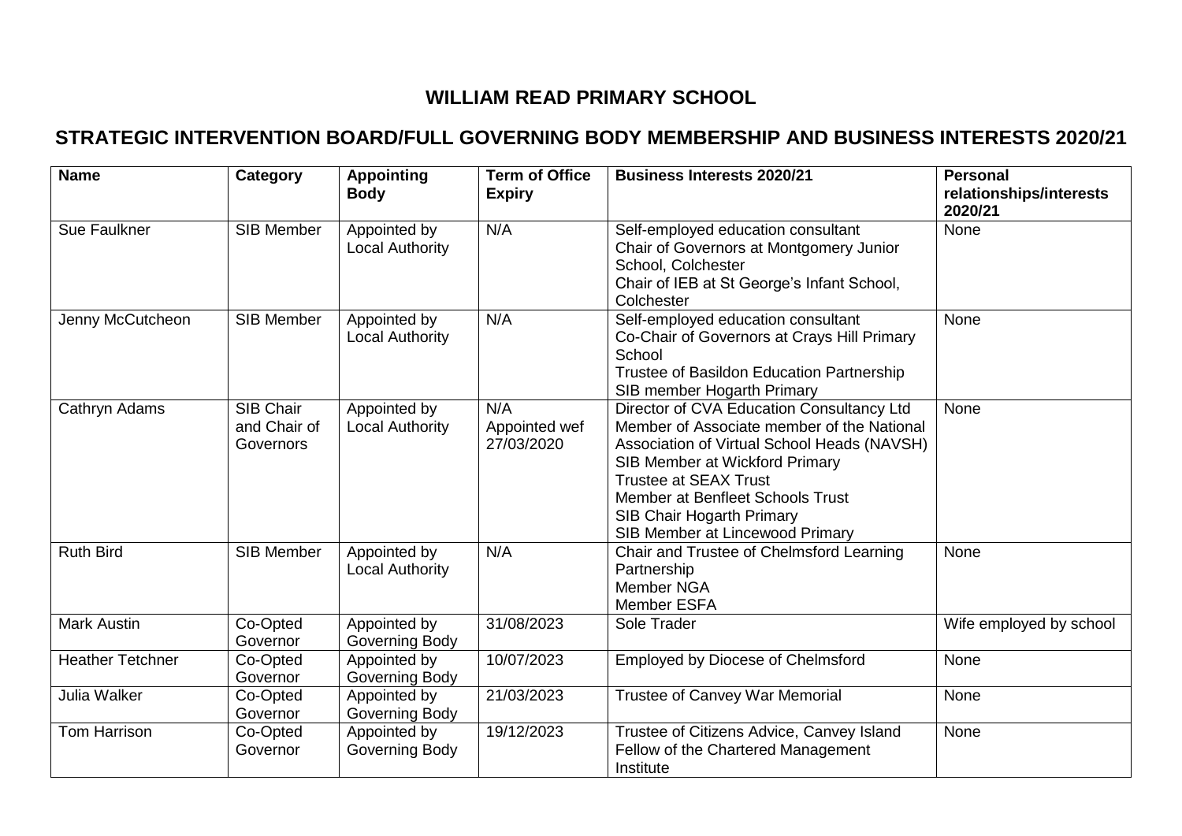# WILLIAM READ PRIMARY SCHOOL

## STRATEGIC INTERVENTION BOARD/FULL GOVERNING BODY MEMBERSHIP AND BUSINESS INTERESTS 2020/21

| Name | Category | Appointing Body | Term of Office Expiry | Business Interests 2020/21 | Personal relationships/interests 2020/21 |
|---|---|---|---|---|---|
| Sue Faulkner | SIB Member | Appointed by Local Authority | N/A | Self-employed education consultant<br>Chair of Governors at Montgomery Junior School, Colchester<br>Chair of IEB at St George's Infant School, Colchester | None |
| Jenny McCutcheon | SIB Member | Appointed by Local Authority | N/A | Self-employed education consultant<br>Co-Chair of Governors at Crays Hill Primary School<br>Trustee of Basildon Education Partnership<br>SIB member Hogarth Primary | None |
| Cathryn Adams | SIB Chair and Chair of Governors | Appointed by Local Authority | N/A<br>Appointed wef 27/03/2020 | Director of CVA Education Consultancy Ltd<br>Member of Associate member of the National Association of Virtual School Heads (NAVSH)<br>SIB Member at Wickford Primary<br>Trustee at SEAX Trust<br>Member at Benfleet Schools Trust<br>SIB Chair Hogarth Primary<br>SIB Member at Lincewood Primary | None |
| Ruth Bird | SIB Member | Appointed by Local Authority | N/A | Chair and Trustee of Chelmsford Learning Partnership<br>Member NGA<br>Member ESFA | None |
| Mark Austin | Co-Opted Governor | Appointed by Governing Body | 31/08/2023 | Sole Trader | Wife employed by school |
| Heather Tetchner | Co-Opted Governor | Appointed by Governing Body | 10/07/2023 | Employed by Diocese of Chelmsford | None |
| Julia Walker | Co-Opted Governor | Appointed by Governing Body | 21/03/2023 | Trustee of Canvey War Memorial | None |
| Tom Harrison | Co-Opted Governor | Appointed by Governing Body | 19/12/2023 | Trustee of Citizens Advice, Canvey Island<br>Fellow of the Chartered Management Institute | None |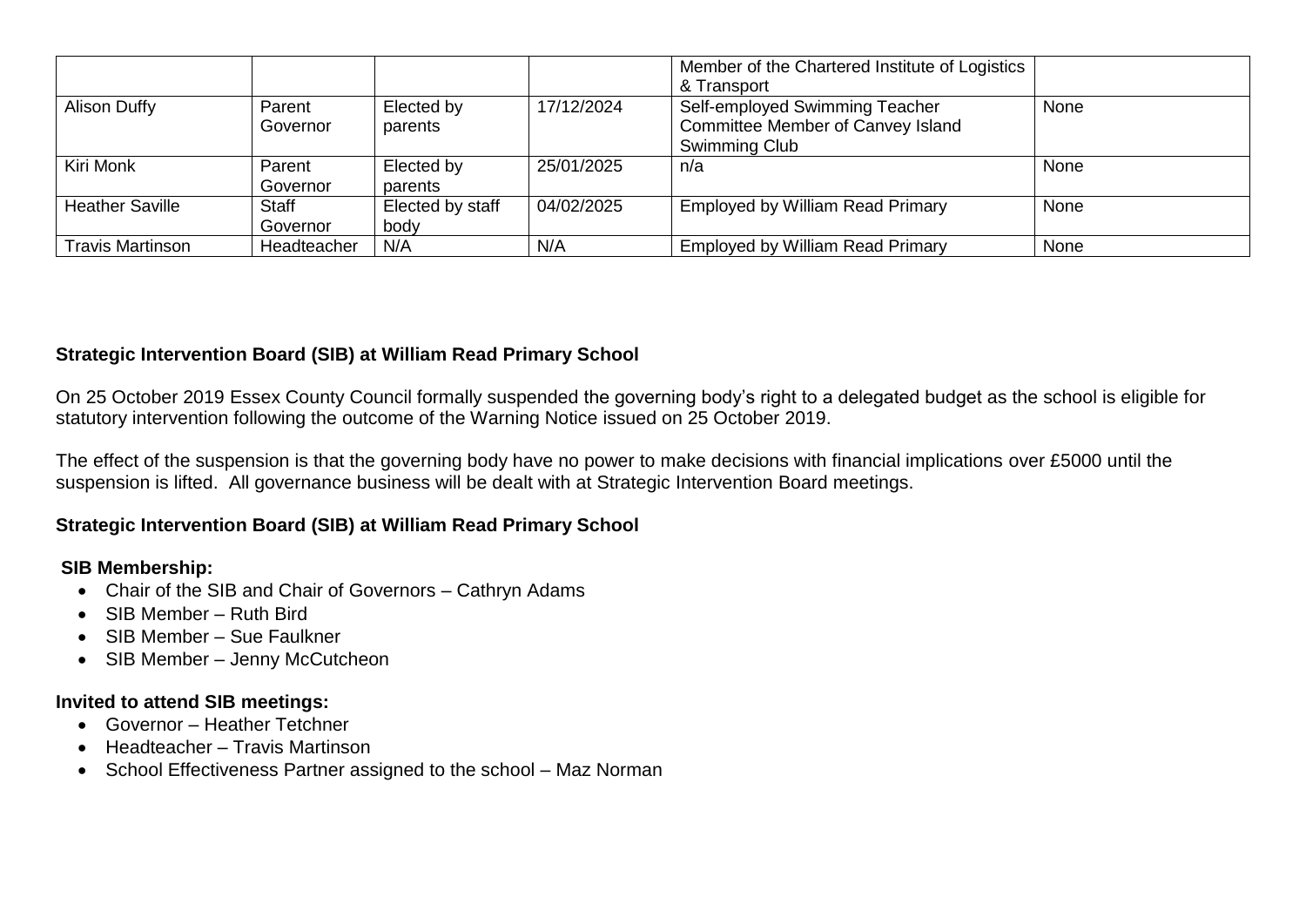| | | | | | |
|---|---|---|---|---|---|
| | | | | Member of the Chartered Institute of Logistics & Transport | |
| Alison Duffy | Parent Governor | Elected by parents | 17/12/2024 | Self-employed Swimming Teacher<br>Committee Member of Canvey Island Swimming Club | None |
| Kiri Monk | Parent Governor | Elected by parents | 25/01/2025 | n/a | None |
| Heather Saville | Staff Governor | Elected by staff body | 04/02/2025 | Employed by William Read Primary | None |
| Travis Martinson | Headteacher | N/A | N/A | Employed by William Read Primary | None |

**Strategic Intervention Board (SIB) at William Read Primary School**

On 25 October 2019 Essex County Council formally suspended the governing body's right to a delegated budget as the school is eligible for statutory intervention following the outcome of the Warning Notice issued on 25 October 2019.

The effect of the suspension is that the governing body have no power to make decisions with financial implications over £5000 until the suspension is lifted. All governance business will be dealt with at Strategic Intervention Board meetings.

**Strategic Intervention Board (SIB) at William Read Primary School**

**SIB Membership:**

- Chair of the SIB and Chair of Governors – Cathryn Adams
- SIB Member – Ruth Bird
- SIB Member – Sue Faulkner
- SIB Member – Jenny McCutcheon

**Invited to attend SIB meetings:**

- Governor – Heather Tetchner
- Headteacher – Travis Martinson
- School Effectiveness Partner assigned to the school – Maz Norman